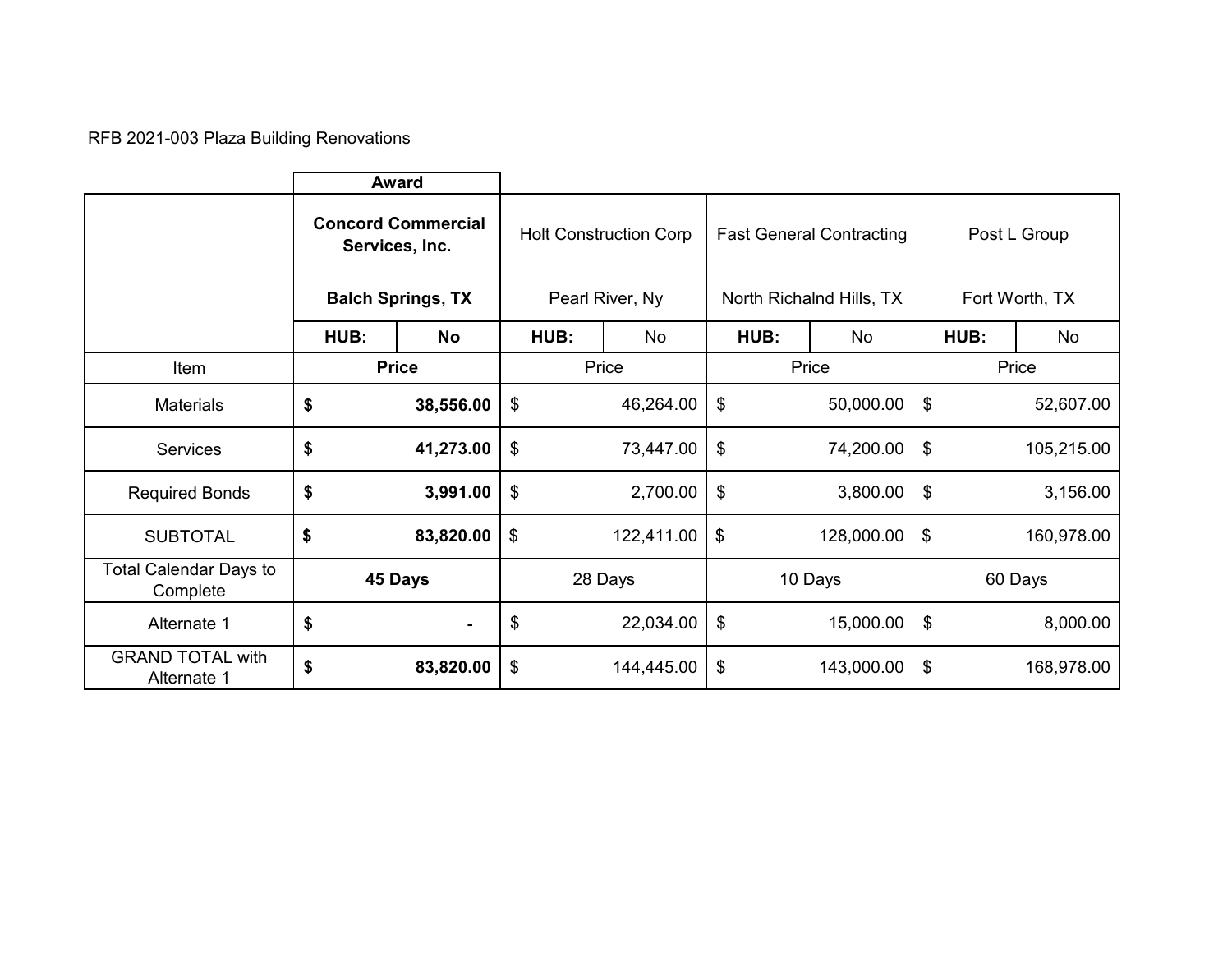RFB 2021-003 Plaza Building Renovations

| | **Award** | | | | | | | |
|---|---|---|---|---|---|---|---|---|
| | **Concord Commercial Services, Inc.**<br>**Balch Springs, TX** | | Holt Construction Corp<br>Pearl River, Ny | | Fast General Contracting<br>North Richalnd Hills, TX | | Post L Group<br>Fort Worth, TX | |
| | **HUB:** | **No** | HUB: | No | HUB: | No | HUB: | No |
| Item | **Price** | | Price | | Price | | Price | |
| Materials | **$** | **38,556.00** | $ | 46,264.00 | $ | 50,000.00 | $ | 52,607.00 |
| Services | **$** | **41,273.00** | $ | 73,447.00 | $ | 74,200.00 | $ | 105,215.00 |
| Required Bonds | **$** | **3,991.00** | $ | 2,700.00 | $ | 3,800.00 | $ | 3,156.00 |
| SUBTOTAL | **$** | **83,820.00** | $ | 122,411.00 | $ | 128,000.00 | $ | 160,978.00 |
| Total Calendar Days to Complete | **45 Days** | | 28 Days | | 10 Days | | 60 Days | |
| Alternate 1 | **$** | **-** | $ | 22,034.00 | $ | 15,000.00 | $ | 8,000.00 |
| GRAND TOTAL with Alternate 1 | **$** | **83,820.00** | $ | 144,445.00 | $ | 143,000.00 | $ | 168,978.00 |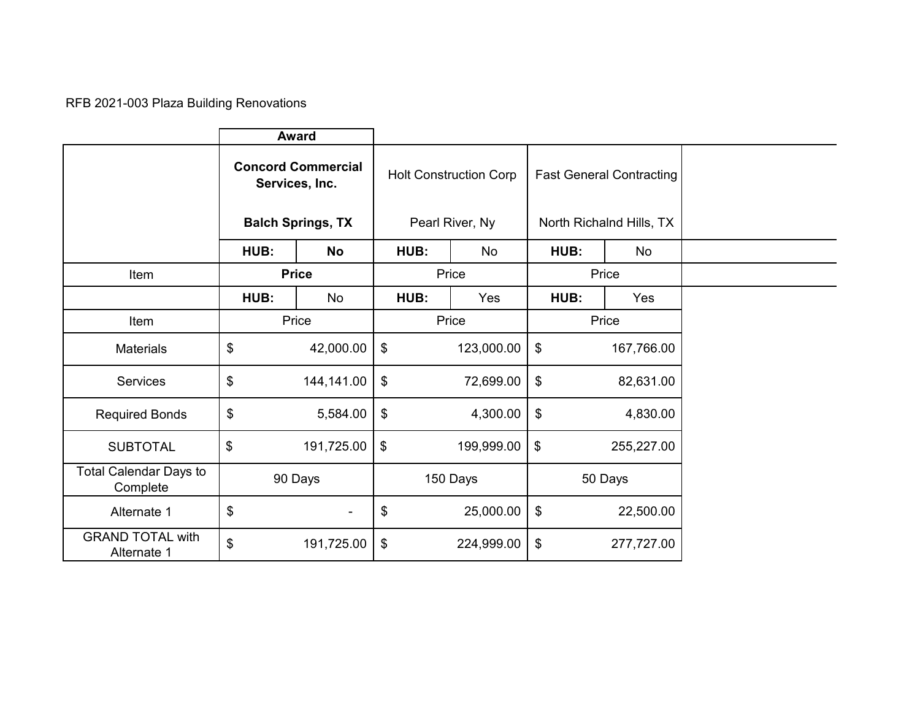RFB 2021-003 Plaza Building Renovations

| | Award | | | | | | |
|---|---|---|---|---|---|---|---|
| | **Concord Commercial Services, Inc.**<br>**Balch Springs, TX** | | Holt Construction Corp<br>Pearl River, Ny | | Fast General Contracting<br>North Richalnd Hills, TX | | |
| | **HUB:** | **No** | **HUB:** | No | **HUB:** | No | |
| Item | **Price** | | Price | | Price | | |
| | **HUB:** | No | **HUB:** | Yes | **HUB:** | Yes | |
| Item | Price | | Price | | Price | | |
| Materials | $ | 42,000.00 | $ | 123,000.00 | $ | 167,766.00 | |
| Services | $ | 144,141.00 | $ | 72,699.00 | $ | 82,631.00 | |
| Required Bonds | $ | 5,584.00 | $ | 4,300.00 | $ | 4,830.00 | |
| SUBTOTAL | $ | 191,725.00 | $ | 199,999.00 | $ | 255,227.00 | |
| Total Calendar Days to Complete | 90 Days | | 150 Days | | 50 Days | | |
| Alternate 1 | $ | - | $ | 25,000.00 | $ | 22,500.00 | |
| GRAND TOTAL with Alternate 1 | $ | 191,725.00 | $ | 224,999.00 | $ | 277,727.00 | |